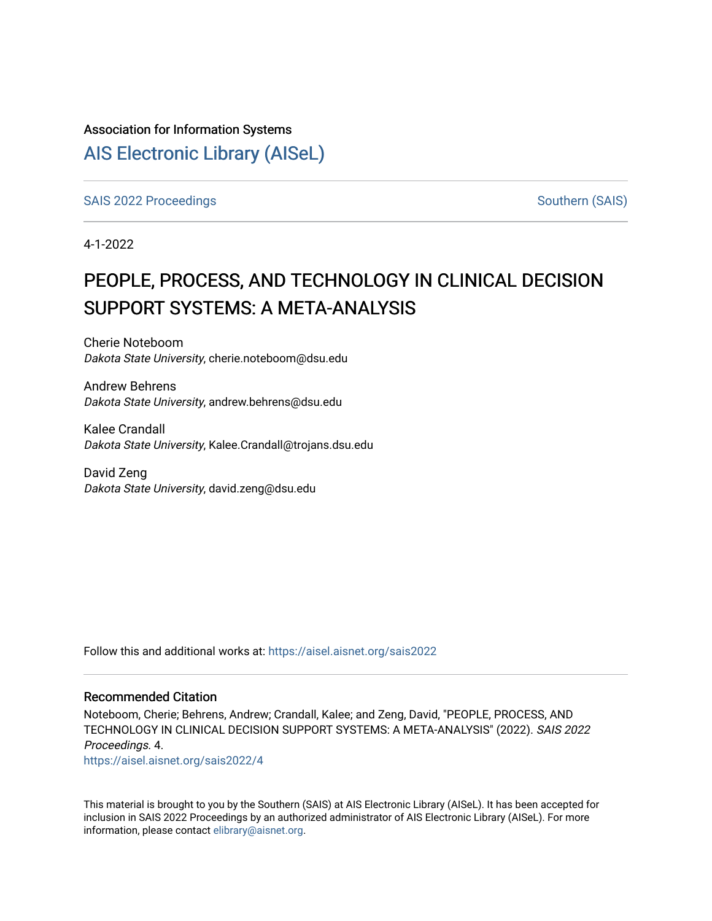Association for Information Systems

# AIS Electronic Library (AISeL)

SAIS 2022 Proceedings

Southern (SAIS)

4-1-2022

## PEOPLE, PROCESS, AND TECHNOLOGY IN CLINICAL DECISION SUPPORT SYSTEMS: A META-ANALYSIS

Cherie Noteboom
*Dakota State University*, cherie.noteboom@dsu.edu

Andrew Behrens
*Dakota State University*, andrew.behrens@dsu.edu

Kalee Crandall
*Dakota State University*, Kalee.Crandall@trojans.dsu.edu

David Zeng
*Dakota State University*, david.zeng@dsu.edu

Follow this and additional works at: https://aisel.aisnet.org/sais2022

### Recommended Citation

Noteboom, Cherie; Behrens, Andrew; Crandall, Kalee; and Zeng, David, "PEOPLE, PROCESS, AND TECHNOLOGY IN CLINICAL DECISION SUPPORT SYSTEMS: A META-ANALYSIS" (2022). *SAIS 2022 Proceedings*. 4.
https://aisel.aisnet.org/sais2022/4

This material is brought to you by the Southern (SAIS) at AIS Electronic Library (AISeL). It has been accepted for inclusion in SAIS 2022 Proceedings by an authorized administrator of AIS Electronic Library (AISeL). For more information, please contact elibrary@aisnet.org.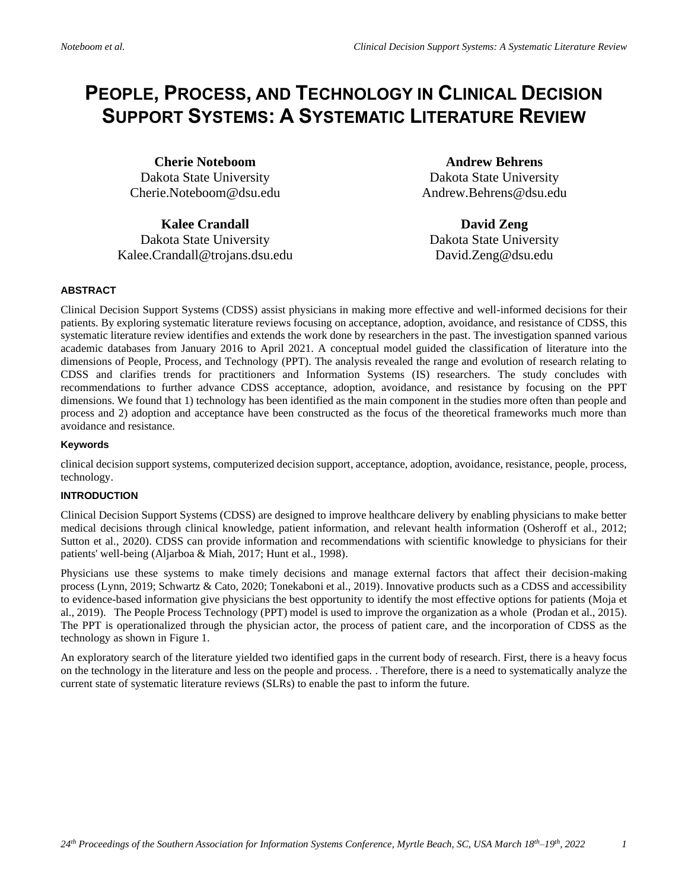# PEOPLE, PROCESS, AND TECHNOLOGY IN CLINICAL DECISION SUPPORT SYSTEMS: A SYSTEMATIC LITERATURE REVIEW

**Cherie Noteboom**
Dakota State University
Cherie.Noteboom@dsu.edu

**Andrew Behrens**
Dakota State University
Andrew.Behrens@dsu.edu

**Kalee Crandall**
Dakota State University
Kalee.Crandall@trojans.dsu.edu

**David Zeng**
Dakota State University
David.Zeng@dsu.edu

### ABSTRACT

Clinical Decision Support Systems (CDSS) assist physicians in making more effective and well-informed decisions for their patients. By exploring systematic literature reviews focusing on acceptance, adoption, avoidance, and resistance of CDSS, this systematic literature review identifies and extends the work done by researchers in the past. The investigation spanned various academic databases from January 2016 to April 2021. A conceptual model guided the classification of literature into the dimensions of People, Process, and Technology (PPT). The analysis revealed the range and evolution of research relating to CDSS and clarifies trends for practitioners and Information Systems (IS) researchers. The study concludes with recommendations to further advance CDSS acceptance, adoption, avoidance, and resistance by focusing on the PPT dimensions. We found that 1) technology has been identified as the main component in the studies more often than people and process and 2) adoption and acceptance have been constructed as the focus of the theoretical frameworks much more than avoidance and resistance.

#### Keywords

clinical decision support systems, computerized decision support, acceptance, adoption, avoidance, resistance, people, process, technology.

### INTRODUCTION

Clinical Decision Support Systems (CDSS) are designed to improve healthcare delivery by enabling physicians to make better medical decisions through clinical knowledge, patient information, and relevant health information (Osheroff et al., 2012; Sutton et al., 2020). CDSS can provide information and recommendations with scientific knowledge to physicians for their patients' well-being (Aljarboa & Miah, 2017; Hunt et al., 1998).

Physicians use these systems to make timely decisions and manage external factors that affect their decision-making process (Lynn, 2019; Schwartz & Cato, 2020; Tonekaboni et al., 2019). Innovative products such as a CDSS and accessibility to evidence-based information give physicians the best opportunity to identify the most effective options for patients (Moja et al., 2019). The People Process Technology (PPT) model is used to improve the organization as a whole (Prodan et al., 2015). The PPT is operationalized through the physician actor, the process of patient care, and the incorporation of CDSS as the technology as shown in Figure 1.

An exploratory search of the literature yielded two identified gaps in the current body of research. First, there is a heavy focus on the technology in the literature and less on the people and process. . Therefore, there is a need to systematically analyze the current state of systematic literature reviews (SLRs) to enable the past to inform the future.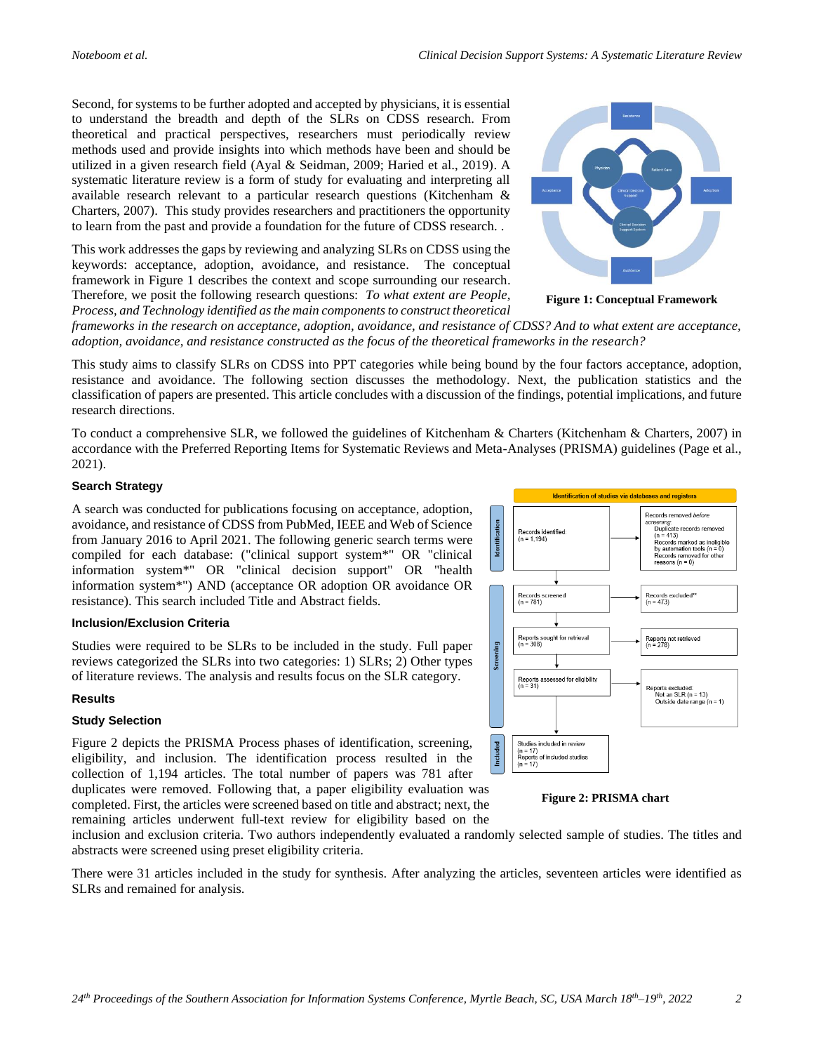Second, for systems to be further adopted and accepted by physicians, it is essential to understand the breadth and depth of the SLRs on CDSS research. From theoretical and practical perspectives, researchers must periodically review methods used and provide insights into which methods have been and should be utilized in a given research field (Ayal & Seidman, 2009; Haried et al., 2019). A systematic literature review is a form of study for evaluating and interpreting all available research relevant to a particular research questions (Kitchenham & Charters, 2007). This study provides researchers and practitioners the opportunity to learn from the past and provide a foundation for the future of CDSS research. .

This work addresses the gaps by reviewing and analyzing SLRs on CDSS using the keywords: acceptance, adoption, avoidance, and resistance. The conceptual framework in Figure 1 describes the context and scope surrounding our research. Therefore, we posit the following research questions: *To what extent are People, Process, and Technology identified as the main components to construct theoretical frameworks in the research on acceptance, adoption, avoidance, and resistance of CDSS? And to what extent are acceptance, adoption, avoidance, and resistance constructed as the focus of the theoretical frameworks in the research?*

**Figure 1: Conceptual Framework**

This study aims to classify SLRs on CDSS into PPT categories while being bound by the four factors acceptance, adoption, resistance and avoidance. The following section discusses the methodology. Next, the publication statistics and the classification of papers are presented. This article concludes with a discussion of the findings, potential implications, and future research directions.

To conduct a comprehensive SLR, we followed the guidelines of Kitchenham & Charters (Kitchenham & Charters, 2007) in accordance with the Preferred Reporting Items for Systematic Reviews and Meta-Analyses (PRISMA) guidelines (Page et al., 2021).

### Search Strategy

A search was conducted for publications focusing on acceptance, adoption, avoidance, and resistance of CDSS from PubMed, IEEE and Web of Science from January 2016 to April 2021. The following generic search terms were compiled for each database: ("clinical support system*" OR "clinical information system*" OR "clinical decision support" OR "health information system*") AND (acceptance OR adoption OR avoidance OR resistance). This search included Title and Abstract fields.

### Inclusion/Exclusion Criteria

Studies were required to be SLRs to be included in the study. Full paper reviews categorized the SLRs into two categories: 1) SLRs; 2) Other types of literature reviews. The analysis and results focus on the SLR category.

### Results

### Study Selection

Figure 2 depicts the PRISMA Process phases of identification, screening, eligibility, and inclusion. The identification process resulted in the collection of 1,194 articles. The total number of papers was 781 after duplicates were removed. Following that, a paper eligibility evaluation was completed. First, the articles were screened based on title and abstract; next, the remaining articles underwent full-text review for eligibility based on the inclusion and exclusion criteria. Two authors independently evaluated a randomly selected sample of studies. The titles and abstracts were screened using preset eligibility criteria.

**Figure 2: PRISMA chart**

There were 31 articles included in the study for synthesis. After analyzing the articles, seventeen articles were identified as SLRs and remained for analysis.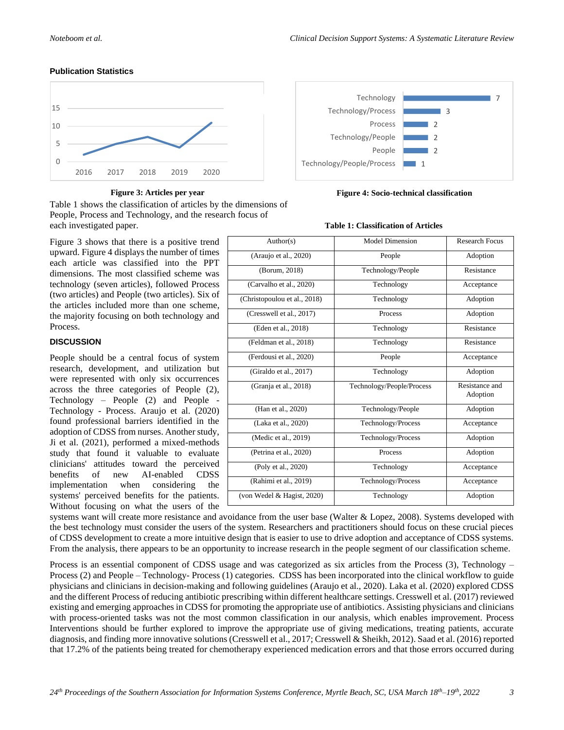### Publication Statistics

**Figure 3: Articles per year**

**Figure 4: Socio-technical classification**

Table 1 shows the classification of articles by the dimensions of People, Process and Technology, and the research focus of each investigated paper.

Figure 3 shows that there is a positive trend upward. Figure 4 displays the number of times each article was classified into the PPT dimensions. The most classified scheme was technology (seven articles), followed Process (two articles) and People (two articles). Six of the articles included more than one scheme, the majority focusing on both technology and Process.

**Table 1: Classification of Articles**

| Author(s) | Model Dimension | Research Focus |
|---|---|---|
| (Araujo et al., 2020) | People | Adoption |
| (Borum, 2018) | Technology/People | Resistance |
| (Carvalho et al., 2020) | Technology | Acceptance |
| (Christopoulou et al., 2018) | Technology | Adoption |
| (Cresswell et al., 2017) | Process | Adoption |
| (Eden et al., 2018) | Technology | Resistance |
| (Feldman et al., 2018) | Technology | Resistance |
| (Ferdousi et al., 2020) | People | Acceptance |
| (Giraldo et al., 2017) | Technology | Adoption |
| (Granja et al., 2018) | Technology/People/Process | Resistance and Adoption |
| (Han et al., 2020) | Technology/People | Adoption |
| (Laka et al., 2020) | Technology/Process | Acceptance |
| (Medic et al., 2019) | Technology/Process | Adoption |
| (Petrina et al., 2020) | Process | Adoption |
| (Poly et al., 2020) | Technology | Acceptance |
| (Rahimi et al., 2019) | Technology/Process | Acceptance |
| (von Wedel & Hagist, 2020) | Technology | Adoption |

## DISCUSSION

People should be a central focus of system research, development, and utilization but were represented with only six occurrences across the three categories of People (2), Technology – People (2) and People - Technology - Process. Araujo et al. (2020) found professional barriers identified in the adoption of CDSS from nurses. Another study, Ji et al. (2021), performed a mixed-methods study that found it valuable to evaluate clinicians' attitudes toward the perceived benefits of new AI-enabled CDSS implementation when considering the systems' perceived benefits for the patients. Without focusing on what the users of the systems want will create more resistance and avoidance from the user base (Walter & Lopez, 2008). Systems developed with the best technology must consider the users of the system. Researchers and practitioners should focus on these crucial pieces of CDSS development to create a more intuitive design that is easier to use to drive adoption and acceptance of CDSS systems. From the analysis, there appears to be an opportunity to increase research in the people segment of our classification scheme.

Process is an essential component of CDSS usage and was categorized as six articles from the Process (3), Technology – Process (2) and People – Technology- Process (1) categories. CDSS has been incorporated into the clinical workflow to guide physicians and clinicians in decision-making and following guidelines (Araujo et al., 2020). Laka et al. (2020) explored CDSS and the different Process of reducing antibiotic prescribing within different healthcare settings. Cresswell et al. (2017) reviewed existing and emerging approaches in CDSS for promoting the appropriate use of antibiotics. Assisting physicians and clinicians with process-oriented tasks was not the most common classification in our analysis, which enables improvement. Process Interventions should be further explored to improve the appropriate use of giving medications, treating patients, accurate diagnosis, and finding more innovative solutions (Cresswell et al., 2017; Cresswell & Sheikh, 2012). Saad et al. (2016) reported that 17.2% of the patients being treated for chemotherapy experienced medication errors and that those errors occurred during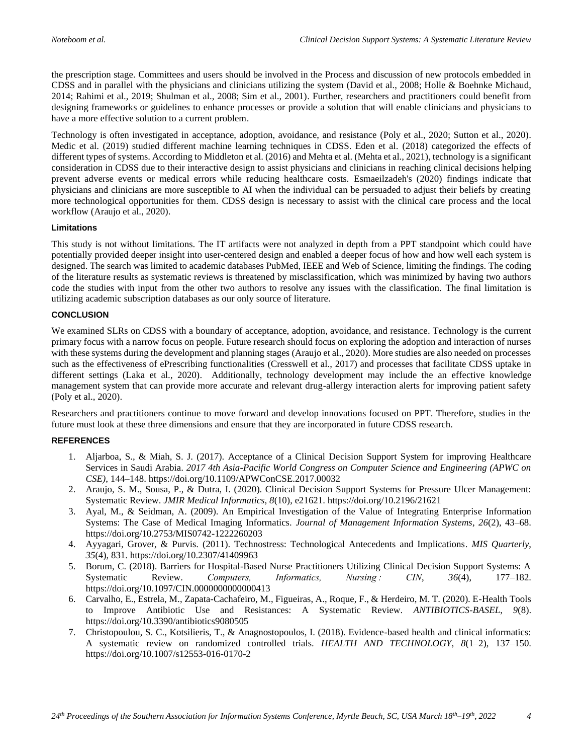the prescription stage. Committees and users should be involved in the Process and discussion of new protocols embedded in CDSS and in parallel with the physicians and clinicians utilizing the system (David et al., 2008; Holle & Boehnke Michaud, 2014; Rahimi et al., 2019; Shulman et al., 2008; Sim et al., 2001). Further, researchers and practitioners could benefit from designing frameworks or guidelines to enhance processes or provide a solution that will enable clinicians and physicians to have a more effective solution to a current problem.

Technology is often investigated in acceptance, adoption, avoidance, and resistance (Poly et al., 2020; Sutton et al., 2020). Medic et al. (2019) studied different machine learning techniques in CDSS. Eden et al. (2018) categorized the effects of different types of systems. According to Middleton et al. (2016) and Mehta et al. (Mehta et al., 2021), technology is a significant consideration in CDSS due to their interactive design to assist physicians and clinicians in reaching clinical decisions helping prevent adverse events or medical errors while reducing healthcare costs. Esmaeilzadeh's (2020) findings indicate that physicians and clinicians are more susceptible to AI when the individual can be persuaded to adjust their beliefs by creating more technological opportunities for them. CDSS design is necessary to assist with the clinical care process and the local workflow (Araujo et al., 2020).

### Limitations

This study is not without limitations. The IT artifacts were not analyzed in depth from a PPT standpoint which could have potentially provided deeper insight into user-centered design and enabled a deeper focus of how and how well each system is designed. The search was limited to academic databases PubMed, IEEE and Web of Science, limiting the findings. The coding of the literature results as systematic reviews is threatened by misclassification, which was minimized by having two authors code the studies with input from the other two authors to resolve any issues with the classification. The final limitation is utilizing academic subscription databases as our only source of literature.

## CONCLUSION

We examined SLRs on CDSS with a boundary of acceptance, adoption, avoidance, and resistance. Technology is the current primary focus with a narrow focus on people. Future research should focus on exploring the adoption and interaction of nurses with these systems during the development and planning stages (Araujo et al., 2020). More studies are also needed on processes such as the effectiveness of ePrescribing functionalities (Cresswell et al., 2017) and processes that facilitate CDSS uptake in different settings (Laka et al., 2020). Additionally, technology development may include the an effective knowledge management system that can provide more accurate and relevant drug-allergy interaction alerts for improving patient safety (Poly et al., 2020).

Researchers and practitioners continue to move forward and develop innovations focused on PPT. Therefore, studies in the future must look at these three dimensions and ensure that they are incorporated in future CDSS research.

## REFERENCES

1. Aljarboa, S., & Miah, S. J. (2017). Acceptance of a Clinical Decision Support System for improving Healthcare Services in Saudi Arabia. *2017 4th Asia-Pacific World Congress on Computer Science and Engineering (APWC on CSE)*, 144–148. https://doi.org/10.1109/APWConCSE.2017.00032
2. Araujo, S. M., Sousa, P., & Dutra, I. (2020). Clinical Decision Support Systems for Pressure Ulcer Management: Systematic Review. *JMIR Medical Informatics, 8*(10), e21621. https://doi.org/10.2196/21621
3. Ayal, M., & Seidman, A. (2009). An Empirical Investigation of the Value of Integrating Enterprise Information Systems: The Case of Medical Imaging Informatics. *Journal of Management Information Systems*, *26*(2), 43–68. https://doi.org/10.2753/MIS0742-1222260203
4. Ayyagari, Grover, & Purvis. (2011). Technostress: Technological Antecedents and Implications. *MIS Quarterly*, *35*(4), 831. https://doi.org/10.2307/41409963
5. Borum, C. (2018). Barriers for Hospital-Based Nurse Practitioners Utilizing Clinical Decision Support Systems: A Systematic Review. *Computers, Informatics, Nursing : CIN*, *36*(4), 177–182. https://doi.org/10.1097/CIN.0000000000000413
6. Carvalho, E., Estrela, M., Zapata-Cachafeiro, M., Figueiras, A., Roque, F., & Herdeiro, M. T. (2020). E-Health Tools to Improve Antibiotic Use and Resistances: A Systematic Review. *ANTIBIOTICS-BASEL*, *9*(8). https://doi.org/10.3390/antibiotics9080505
7. Christopoulou, S. C., Kotsilieris, T., & Anagnostopoulos, I. (2018). Evidence-based health and clinical informatics: A systematic review on randomized controlled trials. *HEALTH AND TECHNOLOGY*, *8*(1–2), 137–150. https://doi.org/10.1007/s12553-016-0170-2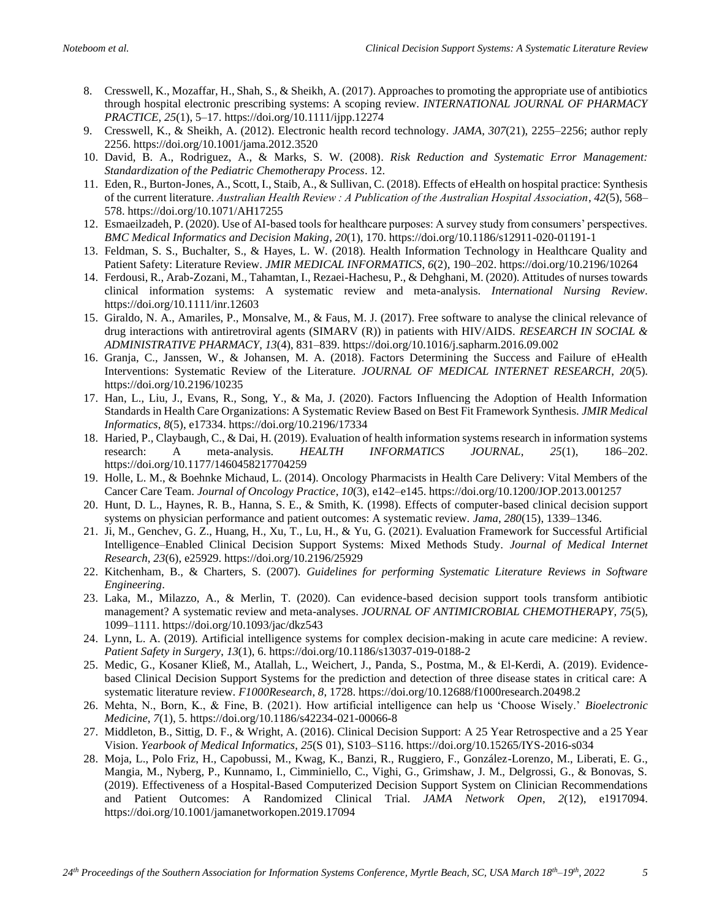8. Cresswell, K., Mozaffar, H., Shah, S., & Sheikh, A. (2017). Approaches to promoting the appropriate use of antibiotics through hospital electronic prescribing systems: A scoping review. *INTERNATIONAL JOURNAL OF PHARMACY PRACTICE*, *25*(1), 5–17. https://doi.org/10.1111/ijpp.12274
9. Cresswell, K., & Sheikh, A. (2012). Electronic health record technology. *JAMA*, *307*(21), 2255–2256; author reply 2256. https://doi.org/10.1001/jama.2012.3520
10. David, B. A., Rodriguez, A., & Marks, S. W. (2008). *Risk Reduction and Systematic Error Management: Standardization of the Pediatric Chemotherapy Process*. 12.
11. Eden, R., Burton-Jones, A., Scott, I., Staib, A., & Sullivan, C. (2018). Effects of eHealth on hospital practice: Synthesis of the current literature. *Australian Health Review : A Publication of the Australian Hospital Association*, *42*(5), 568–578. https://doi.org/10.1071/AH17255
12. Esmaeilzadeh, P. (2020). Use of AI-based tools for healthcare purposes: A survey study from consumers' perspectives. *BMC Medical Informatics and Decision Making*, *20*(1), 170. https://doi.org/10.1186/s12911-020-01191-1
13. Feldman, S. S., Buchalter, S., & Hayes, L. W. (2018). Health Information Technology in Healthcare Quality and Patient Safety: Literature Review. *JMIR MEDICAL INFORMATICS*, *6*(2), 190–202. https://doi.org/10.2196/10264
14. Ferdousi, R., Arab-Zozani, M., Tahamtan, I., Rezaei-Hachesu, P., & Dehghani, M. (2020). Attitudes of nurses towards clinical information systems: A systematic review and meta-analysis. *International Nursing Review*. https://doi.org/10.1111/inr.12603
15. Giraldo, N. A., Amariles, P., Monsalve, M., & Faus, M. J. (2017). Free software to analyse the clinical relevance of drug interactions with antiretroviral agents (SIMARV (R)) in patients with HIV/AIDS. *RESEARCH IN SOCIAL & ADMINISTRATIVE PHARMACY*, *13*(4), 831–839. https://doi.org/10.1016/j.sapharm.2016.09.002
16. Granja, C., Janssen, W., & Johansen, M. A. (2018). Factors Determining the Success and Failure of eHealth Interventions: Systematic Review of the Literature. *JOURNAL OF MEDICAL INTERNET RESEARCH*, *20*(5). https://doi.org/10.2196/10235
17. Han, L., Liu, J., Evans, R., Song, Y., & Ma, J. (2020). Factors Influencing the Adoption of Health Information Standards in Health Care Organizations: A Systematic Review Based on Best Fit Framework Synthesis. *JMIR Medical Informatics*, *8*(5), e17334. https://doi.org/10.2196/17334
18. Haried, P., Claybaugh, C., & Dai, H. (2019). Evaluation of health information systems research in information systems research: A meta-analysis. *HEALTH INFORMATICS JOURNAL*, *25*(1), 186–202. https://doi.org/10.1177/1460458217704259
19. Holle, L. M., & Boehnke Michaud, L. (2014). Oncology Pharmacists in Health Care Delivery: Vital Members of the Cancer Care Team. *Journal of Oncology Practice*, *10*(3), e142–e145. https://doi.org/10.1200/JOP.2013.001257
20. Hunt, D. L., Haynes, R. B., Hanna, S. E., & Smith, K. (1998). Effects of computer-based clinical decision support systems on physician performance and patient outcomes: A systematic review. *Jama*, *280*(15), 1339–1346.
21. Ji, M., Genchev, G. Z., Huang, H., Xu, T., Lu, H., & Yu, G. (2021). Evaluation Framework for Successful Artificial Intelligence–Enabled Clinical Decision Support Systems: Mixed Methods Study. *Journal of Medical Internet Research*, *23*(6), e25929. https://doi.org/10.2196/25929
22. Kitchenham, B., & Charters, S. (2007). *Guidelines for performing Systematic Literature Reviews in Software Engineering*.
23. Laka, M., Milazzo, A., & Merlin, T. (2020). Can evidence-based decision support tools transform antibiotic management? A systematic review and meta-analyses. *JOURNAL OF ANTIMICROBIAL CHEMOTHERAPY*, *75*(5), 1099–1111. https://doi.org/10.1093/jac/dkz543
24. Lynn, L. A. (2019). Artificial intelligence systems for complex decision-making in acute care medicine: A review. *Patient Safety in Surgery*, *13*(1), 6. https://doi.org/10.1186/s13037-019-0188-2
25. Medic, G., Kosaner Kließ, M., Atallah, L., Weichert, J., Panda, S., Postma, M., & El-Kerdi, A. (2019). Evidence-based Clinical Decision Support Systems for the prediction and detection of three disease states in critical care: A systematic literature review. *F1000Research*, *8*, 1728. https://doi.org/10.12688/f1000research.20498.2
26. Mehta, N., Born, K., & Fine, B. (2021). How artificial intelligence can help us 'Choose Wisely.' *Bioelectronic Medicine*, *7*(1), 5. https://doi.org/10.1186/s42234-021-00066-8
27. Middleton, B., Sittig, D. F., & Wright, A. (2016). Clinical Decision Support: A 25 Year Retrospective and a 25 Year Vision. *Yearbook of Medical Informatics*, *25*(S 01), S103–S116. https://doi.org/10.15265/IYS-2016-s034
28. Moja, L., Polo Friz, H., Capobussi, M., Kwag, K., Banzi, R., Ruggiero, F., González-Lorenzo, M., Liberati, E. G., Mangia, M., Nyberg, P., Kunnamo, I., Cimminiello, C., Vighi, G., Grimshaw, J. M., Delgrossi, G., & Bonovas, S. (2019). Effectiveness of a Hospital-Based Computerized Decision Support System on Clinician Recommendations and Patient Outcomes: A Randomized Clinical Trial. *JAMA Network Open*, *2*(12), e1917094. https://doi.org/10.1001/jamanetworkopen.2019.17094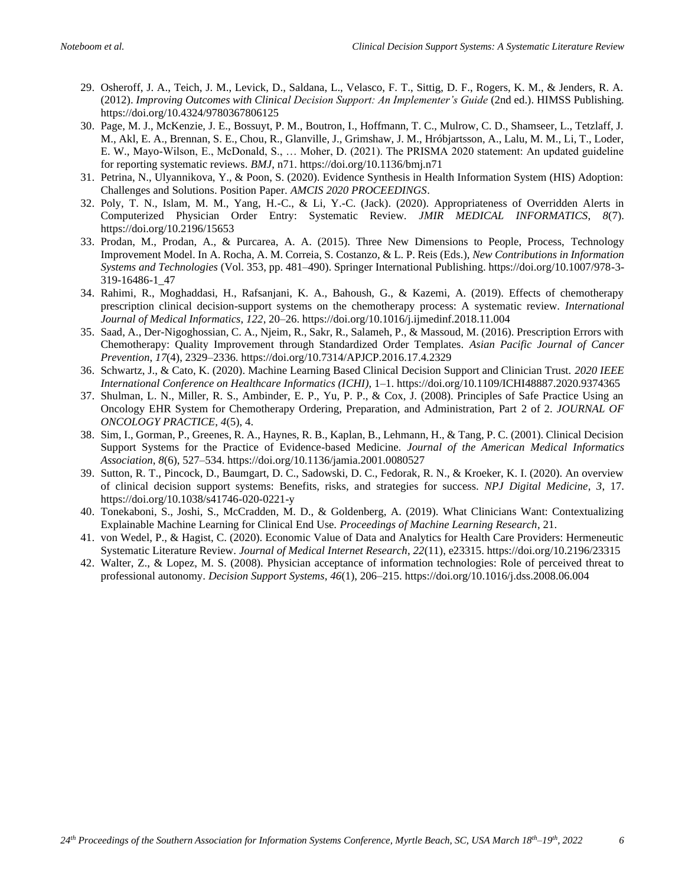29. Osheroff, J. A., Teich, J. M., Levick, D., Saldana, L., Velasco, F. T., Sittig, D. F., Rogers, K. M., & Jenders, R. A. (2012). *Improving Outcomes with Clinical Decision Support: An Implementer's Guide* (2nd ed.). HIMSS Publishing. https://doi.org/10.4324/9780367806125
30. Page, M. J., McKenzie, J. E., Bossuyt, P. M., Boutron, I., Hoffmann, T. C., Mulrow, C. D., Shamseer, L., Tetzlaff, J. M., Akl, E. A., Brennan, S. E., Chou, R., Glanville, J., Grimshaw, J. M., Hróbjartsson, A., Lalu, M. M., Li, T., Loder, E. W., Mayo-Wilson, E., McDonald, S., … Moher, D. (2021). The PRISMA 2020 statement: An updated guideline for reporting systematic reviews. *BMJ*, n71. https://doi.org/10.1136/bmj.n71
31. Petrina, N., Ulyannikova, Y., & Poon, S. (2020). Evidence Synthesis in Health Information System (HIS) Adoption: Challenges and Solutions. Position Paper. *AMCIS 2020 PROCEEDINGS*.
32. Poly, T. N., Islam, M. M., Yang, H.-C., & Li, Y.-C. (Jack). (2020). Appropriateness of Overridden Alerts in Computerized Physician Order Entry: Systematic Review. *JMIR MEDICAL INFORMATICS*, *8*(7). https://doi.org/10.2196/15653
33. Prodan, M., Prodan, A., & Purcarea, A. A. (2015). Three New Dimensions to People, Process, Technology Improvement Model. In A. Rocha, A. M. Correia, S. Costanzo, & L. P. Reis (Eds.), *New Contributions in Information Systems and Technologies* (Vol. 353, pp. 481–490). Springer International Publishing. https://doi.org/10.1007/978-3-319-16486-1_47
34. Rahimi, R., Moghaddasi, H., Rafsanjani, K. A., Bahoush, G., & Kazemi, A. (2019). Effects of chemotherapy prescription clinical decision-support systems on the chemotherapy process: A systematic review. *International Journal of Medical Informatics*, *122*, 20–26. https://doi.org/10.1016/j.ijmedinf.2018.11.004
35. Saad, A., Der-Nigoghossian, C. A., Njeim, R., Sakr, R., Salameh, P., & Massoud, M. (2016). Prescription Errors with Chemotherapy: Quality Improvement through Standardized Order Templates. *Asian Pacific Journal of Cancer Prevention*, *17*(4), 2329–2336. https://doi.org/10.7314/APJCP.2016.17.4.2329
36. Schwartz, J., & Cato, K. (2020). Machine Learning Based Clinical Decision Support and Clinician Trust. *2020 IEEE International Conference on Healthcare Informatics (ICHI)*, 1–1. https://doi.org/10.1109/ICHI48887.2020.9374365
37. Shulman, L. N., Miller, R. S., Ambinder, E. P., Yu, P. P., & Cox, J. (2008). Principles of Safe Practice Using an Oncology EHR System for Chemotherapy Ordering, Preparation, and Administration, Part 2 of 2. *JOURNAL OF ONCOLOGY PRACTICE*, *4*(5), 4.
38. Sim, I., Gorman, P., Greenes, R. A., Haynes, R. B., Kaplan, B., Lehmann, H., & Tang, P. C. (2001). Clinical Decision Support Systems for the Practice of Evidence-based Medicine. *Journal of the American Medical Informatics Association*, *8*(6), 527–534. https://doi.org/10.1136/jamia.2001.0080527
39. Sutton, R. T., Pincock, D., Baumgart, D. C., Sadowski, D. C., Fedorak, R. N., & Kroeker, K. I. (2020). An overview of clinical decision support systems: Benefits, risks, and strategies for success. *NPJ Digital Medicine*, *3*, 17. https://doi.org/10.1038/s41746-020-0221-y
40. Tonekaboni, S., Joshi, S., McCradden, M. D., & Goldenberg, A. (2019). What Clinicians Want: Contextualizing Explainable Machine Learning for Clinical End Use. *Proceedings of Machine Learning Research*, 21.
41. von Wedel, P., & Hagist, C. (2020). Economic Value of Data and Analytics for Health Care Providers: Hermeneutic Systematic Literature Review. *Journal of Medical Internet Research*, *22*(11), e23315. https://doi.org/10.2196/23315
42. Walter, Z., & Lopez, M. S. (2008). Physician acceptance of information technologies: Role of perceived threat to professional autonomy. *Decision Support Systems*, *46*(1), 206–215. https://doi.org/10.1016/j.dss.2008.06.004